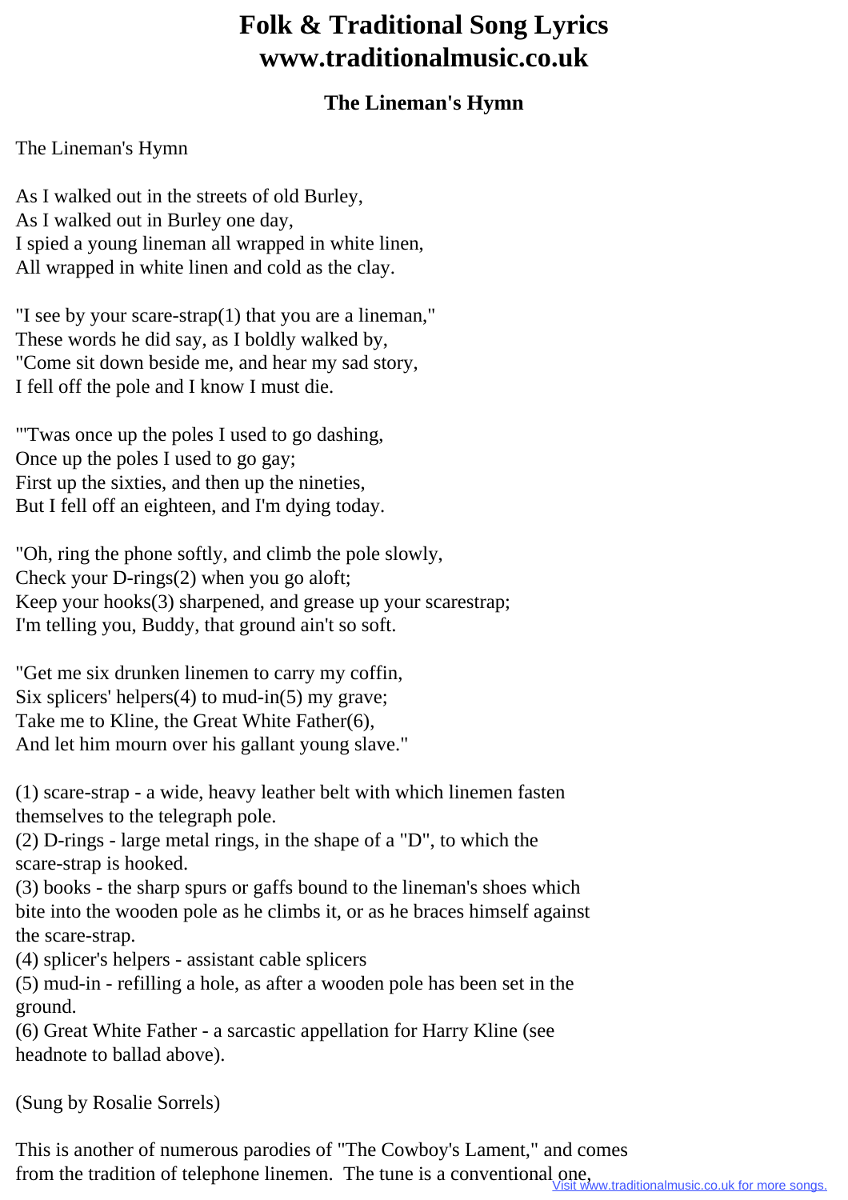# Folk & Traditional Song Lyrics
# www.traditionalmusic.co.uk

## The Lineman's Hymn

The Lineman's Hymn

As I walked out in the streets of old Burley,
As I walked out in Burley one day,
I spied a young lineman all wrapped in white linen,
All wrapped in white linen and cold as the clay.

"I see by your scare-strap(1) that you are a lineman,"
These words he did say, as I boldly walked by,
"Come sit down beside me, and hear my sad story,
I fell off the pole and I know I must die.

"'Twas once up the poles I used to go dashing,
Once up the poles I used to go gay;
First up the sixties, and then up the nineties,
But I fell off an eighteen, and I'm dying today.

"Oh, ring the phone softly, and climb the pole slowly,
Check your D-rings(2) when you go aloft;
Keep your hooks(3) sharpened, and grease up your scarestrap;
I'm telling you, Buddy, that ground ain't so soft.

"Get me six drunken linemen to carry my coffin,
Six splicers' helpers(4) to mud-in(5) my grave;
Take me to Kline, the Great White Father(6),
And let him mourn over his gallant young slave."

(1) scare-strap - a wide, heavy leather belt with which linemen fasten themselves to the telegraph pole.
(2) D-rings - large metal rings, in the shape of a "D", to which the scare-strap is hooked.
(3) books - the sharp spurs or gaffs bound to the lineman's shoes which bite into the wooden pole as he climbs it, or as he braces himself against the scare-strap.
(4) splicer's helpers - assistant cable splicers
(5) mud-in - refilling a hole, as after a wooden pole has been set in the ground.
(6) Great White Father - a sarcastic appellation for Harry Kline (see headnote to ballad above).

(Sung by Rosalie Sorrels)

This is another of numerous parodies of "The Cowboy's Lament," and comes from the tradition of telephone linemen. The tune is a conventional one,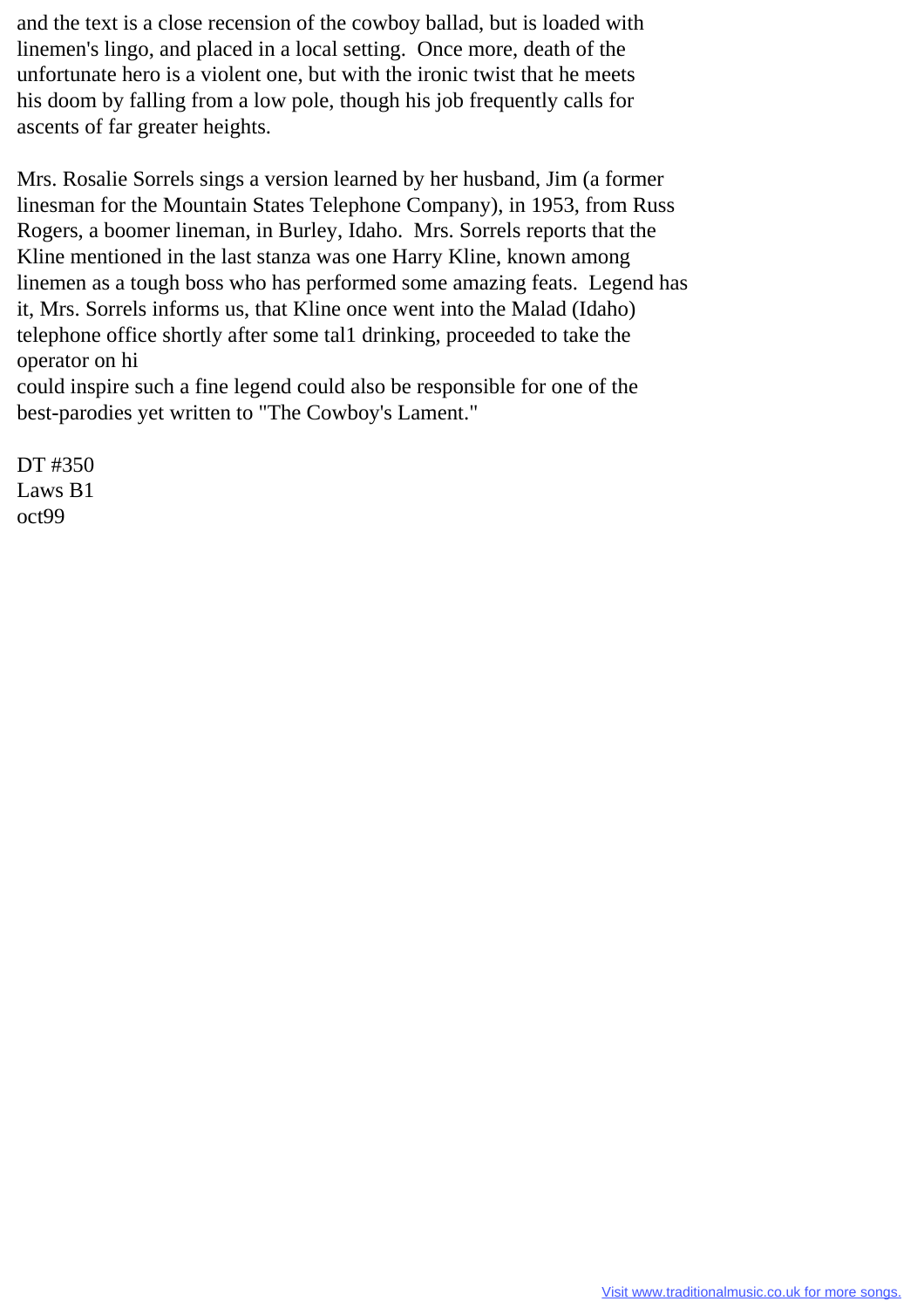and the text is a close recension of the cowboy ballad, but is loaded with linemen's lingo, and placed in a local setting. Once more, death of the unfortunate hero is a violent one, but with the ironic twist that he meets his doom by falling from a low pole, though his job frequently calls for ascents of far greater heights.

Mrs. Rosalie Sorrels sings a version learned by her husband, Jim (a former linesman for the Mountain States Telephone Company), in 1953, from Russ Rogers, a boomer lineman, in Burley, Idaho. Mrs. Sorrels reports that the Kline mentioned in the last stanza was one Harry Kline, known among linemen as a tough boss who has performed some amazing feats. Legend has it, Mrs. Sorrels informs us, that Kline once went into the Malad (Idaho) telephone office shortly after some tal1 drinking, proceeded to take the operator on hi
could inspire such a fine legend could also be responsible for one of the best-parodies yet written to "The Cowboy's Lament."

DT #350
Laws B1
oct99